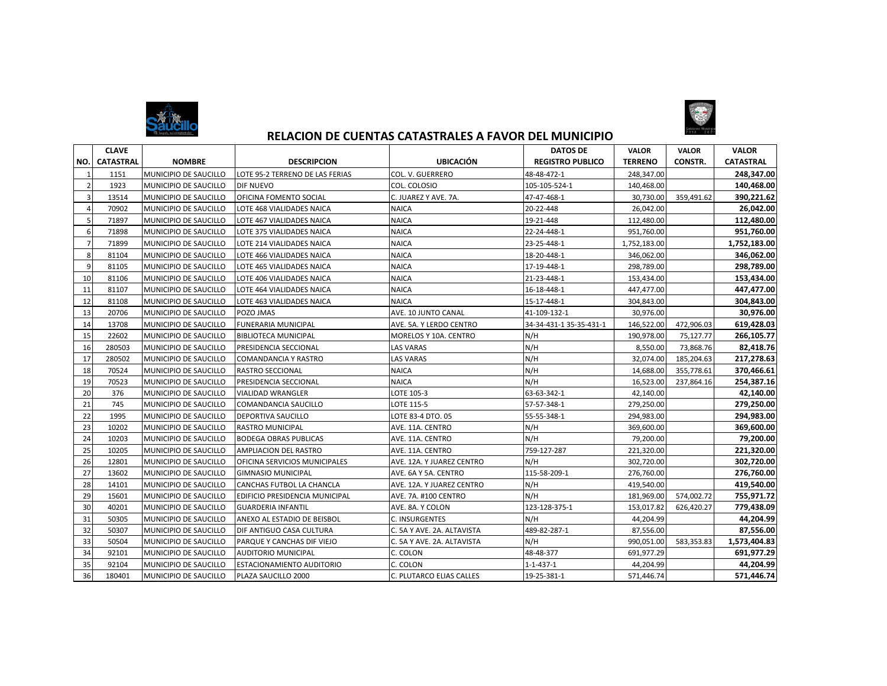# RELACION DE CUENTAS CATASTRALES A FAVOR DEL MUNICIPIO

| NO. | CLAVE CATASTRAL | NOMBRE | DESCRIPCION | UBICACIÓN | DATOS DE REGISTRO PUBLICO | VALOR TERRENO | VALOR CONSTR. | VALOR CATASTRAL |
|---|---|---|---|---|---|---|---|---|
| 1 | 1151 | MUNICIPIO DE SAUCILLO | LOTE 95-2 TERRENO DE LAS FERIAS | COL. V. GUERRERO | 48-48-472-1 | 248,347.00 | | **248,347.00** |
| 2 | 1923 | MUNICIPIO DE SAUCILLO | DIF NUEVO | COL. COLOSIO | 105-105-524-1 | 140,468.00 | | **140,468.00** |
| 3 | 13514 | MUNICIPIO DE SAUCILLO | OFICINA FOMENTO SOCIAL | C. JUAREZ Y AVE. 7A. | 47-47-468-1 | 30,730.00 | 359,491.62 | **390,221.62** |
| 4 | 70902 | MUNICIPIO DE SAUCILLO | LOTE 468 VIALIDADES NAICA | NAICA | 20-22-448 | 26,042.00 | | **26,042.00** |
| 5 | 71897 | MUNICIPIO DE SAUCILLO | LOTE 467 VIALIDADES NAICA | NAICA | 19-21-448 | 112,480.00 | | **112,480.00** |
| 6 | 71898 | MUNICIPIO DE SAUCILLO | LOTE 375 VIALIDADES NAICA | NAICA | 22-24-448-1 | 951,760.00 | | **951,760.00** |
| 7 | 71899 | MUNICIPIO DE SAUCILLO | LOTE 214 VIALIDADES NAICA | NAICA | 23-25-448-1 | 1,752,183.00 | | **1,752,183.00** |
| 8 | 81104 | MUNICIPIO DE SAUCILLO | LOTE 466 VIALIDADES NAICA | NAICA | 18-20-448-1 | 346,062.00 | | **346,062.00** |
| 9 | 81105 | MUNICIPIO DE SAUCILLO | LOTE 465 VIALIDADES NAICA | NAICA | 17-19-448-1 | 298,789.00 | | **298,789.00** |
| 10 | 81106 | MUNICIPIO DE SAUCILLO | LOTE 406 VIALIDADES NAICA | NAICA | 21-23-448-1 | 153,434.00 | | **153,434.00** |
| 11 | 81107 | MUNICIPIO DE SAUCILLO | LOTE 464 VIALIDADES NAICA | NAICA | 16-18-448-1 | 447,477.00 | | **447,477.00** |
| 12 | 81108 | MUNICIPIO DE SAUCILLO | LOTE 463 VIALIDADES NAICA | NAICA | 15-17-448-1 | 304,843.00 | | **304,843.00** |
| 13 | 20706 | MUNICIPIO DE SAUCILLO | POZO JMAS | AVE. 10 JUNTO CANAL | 41-109-132-1 | 30,976.00 | | **30,976.00** |
| 14 | 13708 | MUNICIPIO DE SAUCILLO | FUNERARIA MUNICIPAL | AVE. 5A. Y LERDO CENTRO | 34-34-431-1 35-35-431-1 | 146,522.00 | 472,906.03 | **619,428.03** |
| 15 | 22602 | MUNICIPIO DE SAUCILLO | BIBLIOTECA MUNICIPAL | MORELOS Y 10A. CENTRO | N/H | 190,978.00 | 75,127.77 | **266,105.77** |
| 16 | 280503 | MUNICIPIO DE SAUCILLO | PRESIDENCIA SECCIONAL | LAS VARAS | N/H | 8,550.00 | 73,868.76 | **82,418.76** |
| 17 | 280502 | MUNICIPIO DE SAUCILLO | COMANDANCIA Y RASTRO | LAS VARAS | N/H | 32,074.00 | 185,204.63 | **217,278.63** |
| 18 | 70524 | MUNICIPIO DE SAUCILLO | RASTRO SECCIONAL | NAICA | N/H | 14,688.00 | 355,778.61 | **370,466.61** |
| 19 | 70523 | MUNICIPIO DE SAUCILLO | PRESIDENCIA SECCIONAL | NAICA | N/H | 16,523.00 | 237,864.16 | **254,387.16** |
| 20 | 376 | MUNICIPIO DE SAUCILLO | VIALIDAD WRANGLER | LOTE 105-3 | 63-63-342-1 | 42,140.00 | | **42,140.00** |
| 21 | 745 | MUNICIPIO DE SAUCILLO | COMANDANCIA SAUCILLO | LOTE 115-5 | 57-57-348-1 | 279,250.00 | | **279,250.00** |
| 22 | 1995 | MUNICIPIO DE SAUCILLO | DEPORTIVA SAUCILLO | LOTE 83-4 DTO. 05 | 55-55-348-1 | 294,983.00 | | **294,983.00** |
| 23 | 10202 | MUNICIPIO DE SAUCILLO | RASTRO MUNICIPAL | AVE. 11A. CENTRO | N/H | 369,600.00 | | **369,600.00** |
| 24 | 10203 | MUNICIPIO DE SAUCILLO | BODEGA OBRAS PUBLICAS | AVE. 11A. CENTRO | N/H | 79,200.00 | | **79,200.00** |
| 25 | 10205 | MUNICIPIO DE SAUCILLO | AMPLIACION DEL RASTRO | AVE. 11A. CENTRO | 759-127-287 | 221,320.00 | | **221,320.00** |
| 26 | 12801 | MUNICIPIO DE SAUCILLO | OFICINA SERVICIOS MUNICIPALES | AVE. 12A. Y JUAREZ CENTRO | N/H | 302,720.00 | | **302,720.00** |
| 27 | 13602 | MUNICIPIO DE SAUCILLO | GIMNASIO MUNICIPAL | AVE. 6A Y 5A. CENTRO | 115-58-209-1 | 276,760.00 | | **276,760.00** |
| 28 | 14101 | MUNICIPIO DE SAUCILLO | CANCHAS FUTBOL LA CHANCLA | AVE. 12A. Y JUAREZ CENTRO | N/H | 419,540.00 | | **419,540.00** |
| 29 | 15601 | MUNICIPIO DE SAUCILLO | EDIFICIO PRESIDENCIA MUNICIPAL | AVE. 7A. #100 CENTRO | N/H | 181,969.00 | 574,002.72 | **755,971.72** |
| 30 | 40201 | MUNICIPIO DE SAUCILLO | GUARDERIA INFANTIL | AVE. 8A. Y COLON | 123-128-375-1 | 153,017.82 | 626,420.27 | **779,438.09** |
| 31 | 50305 | MUNICIPIO DE SAUCILLO | ANEXO AL ESTADIO DE BEISBOL | C. INSURGENTES | N/H | 44,204.99 | | **44,204.99** |
| 32 | 50307 | MUNICIPIO DE SAUCILLO | DIF ANTIGUO CASA CULTURA | C. 5A Y AVE. 2A. ALTAVISTA | 489-82-287-1 | 87,556.00 | | **87,556.00** |
| 33 | 50504 | MUNICIPIO DE SAUCILLO | PARQUE Y CANCHAS DIF VIEJO | C. 5A Y AVE. 2A. ALTAVISTA | N/H | 990,051.00 | 583,353.83 | **1,573,404.83** |
| 34 | 92101 | MUNICIPIO DE SAUCILLO | AUDITORIO MUNICIPAL | C. COLON | 48-48-377 | 691,977.29 | | **691,977.29** |
| 35 | 92104 | MUNICIPIO DE SAUCILLO | ESTACIONAMIENTO AUDITORIO | C. COLON | 1-1-437-1 | 44,204.99 | | **44,204.99** |
| 36 | 180401 | MUNICIPIO DE SAUCILLO | PLAZA SAUCILLO 2000 | C. PLUTARCO ELIAS CALLES | 19-25-381-1 | 571,446.74 | | **571,446.74** |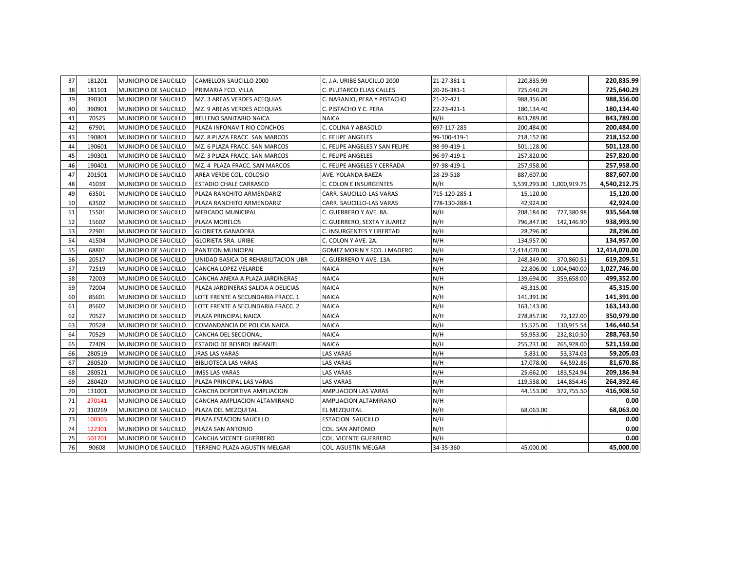| | | | | | | | | |
|---|---|---|---|---|---|---|---|---|
| 37 | 181201 | MUNICIPIO DE SAUCILLO | CAMELLON SAUCILLO 2000 | C. J.A. URIBE SAUCILLO 2000 | 21-27-381-1 | 220,835.99 | | **220,835.99** |
| 38 | 181101 | MUNICIPIO DE SAUCILLO | PRIMARIA FCO. VILLA | C. PLUTARCO ELIAS CALLES | 20-26-381-1 | 725,640.29 | | **725,640.29** |
| 39 | 390301 | MUNICIPIO DE SAUCILLO | MZ. 3 AREAS VERDES ACEQUIAS | C. NARANJO, PERA Y PISTACHO | 21-22-421 | 988,356.00 | | **988,356.00** |
| 40 | 390901 | MUNICIPIO DE SAUCILLO | MZ. 9 AREAS VERDES ACEQUIAS | C. PISTACHO Y C. PERA | 22-23-421-1 | 180,134.40 | | **180,134.40** |
| 41 | 70525 | MUNICIPIO DE SAUCILLO | RELLENO SANITARIO NAICA | NAICA | N/H | 843,789.00 | | **843,789.00** |
| 42 | 67901 | MUNICIPIO DE SAUCILLO | PLAZA INFONAVIT RIO CONCHOS | C. COLINA Y ABASOLO | 697-117-285 | 200,484.00 | | **200,484.00** |
| 43 | 190801 | MUNICIPIO DE SAUCILLO | MZ. 8 PLAZA FRACC. SAN MARCOS | C. FELIPE ANGELES | 99-100-419-1 | 218,152.00 | | **218,152.00** |
| 44 | 190601 | MUNICIPIO DE SAUCILLO | MZ. 6 PLAZA FRACC. SAN MARCOS | C. FELIPE ANGELES Y SAN FELIPE | 98-99-419-1 | 501,128.00 | | **501,128.00** |
| 45 | 190301 | MUNICIPIO DE SAUCILLO | MZ. 3 PLAZA FRACC. SAN MARCOS | C. FELIPE ANGELES | 96-97-419-1 | 257,820.00 | | **257,820.00** |
| 46 | 190401 | MUNICIPIO DE SAUCILLO | MZ. 4 PLAZA FRACC. SAN MARCOS | C. FELIPE ANGELES Y CERRADA | 97-98-419-1 | 257,958.00 | | **257,958.00** |
| 47 | 201501 | MUNICIPIO DE SAUCILLO | AREA VERDE COL. COLOSIO | AVE. YOLANDA BAEZA | 28-29-518 | 887,607.00 | | **887,607.00** |
| 48 | 41039 | MUNICIPIO DE SAUCILLO | ESTADIO CHALE CARRASCO | C. COLON E INSURGENTES | N/H | 3,539,293.00 | 1,000,919.75 | **4,540,212.75** |
| 49 | 63501 | MUNICIPIO DE SAUCILLO | PLAZA RANCHITO ARMENDARIZ | CARR. SAUCILLO-LAS VARAS | 715-120-285-1 | 15,120.00 | | **15,120.00** |
| 50 | 63502 | MUNICIPIO DE SAUCILLO | PLAZA RANCHITO ARMENDARIZ | CARR. SAUCILLO-LAS VARAS | 778-130-288-1 | 42,924.00 | | **42,924.00** |
| 51 | 15501 | MUNICIPIO DE SAUCILLO | MERCADO MUNICIPAL | C. GUERRERO Y AVE. 8A. | N/H | 208,184.00 | 727,380.98 | **935,564.98** |
| 52 | 15602 | MUNICIPIO DE SAUCILLO | PLAZA MORELOS | C. GUERRERO, SEXTA Y JUAREZ | N/H | 796,847.00 | 142,146.90 | **938,993.90** |
| 53 | 22901 | MUNICIPIO DE SAUCILLO | GLORIETA GANADERA | C. INSURGENTES Y LIBERTAD | N/H | 28,296.00 | | **28,296.00** |
| 54 | 41504 | MUNICIPIO DE SAUCILLO | GLORIETA SRA. URIBE | C. COLON Y AVE. 2A. | N/H | 134,957.00 | | **134,957.00** |
| 55 | 68801 | MUNICIPIO DE SAUCILLO | PANTEON MUNICIPAL | GOMEZ MORIN Y FCO. I MADERO | N/H | 12,414,070.00 | | **12,414,070.00** |
| 56 | 20517 | MUNICIPIO DE SAUCILLO | UNIDAD BASICA DE REHABILITACION UBR | C. GUERRERO Y AVE. 13A. | N/H | 248,349.00 | 370,860.51 | **619,209.51** |
| 57 | 72519 | MUNICIPIO DE SAUCILLO | CANCHA LOPEZ VELARDE | NAICA | N/H | 22,806.00 | 1,004,940.00 | **1,027,746.00** |
| 58 | 72003 | MUNICIPIO DE SAUCILLO | CANCHA ANEXA A PLAZA JARDINERAS | NAICA | N/H | 139,694.00 | 359,658.00 | **499,352.00** |
| 59 | 72004 | MUNICIPIO DE SAUCILLO | PLAZA JARDINERAS SALIDA A DELICIAS | NAICA | N/H | 45,315.00 | | **45,315.00** |
| 60 | 85601 | MUNICIPIO DE SAUCILLO | LOTE FRENTE A SECUNDARIA FRACC. 1 | NAICA | N/H | 141,391.00 | | **141,391.00** |
| 61 | 85602 | MUNICIPIO DE SAUCILLO | LOTE FRENTE A SECUNDARIA FRACC. 2 | NAICA | N/H | 163,143.00 | | **163,143.00** |
| 62 | 70527 | MUNICIPIO DE SAUCILLO | PLAZA PRINCIPAL NAICA | NAICA | N/H | 278,857.00 | 72,122.00 | **350,979.00** |
| 63 | 70528 | MUNICIPIO DE SAUCILLO | COMANDANCIA DE POLICIA NAICA | NAICA | N/H | 15,525.00 | 130,915.54 | **146,440.54** |
| 64 | 70529 | MUNICIPIO DE SAUCILLO | CANCHA DEL SECCIONAL | NAICA | N/H | 55,953.00 | 232,810.50 | **288,763.50** |
| 65 | 72409 | MUNICIPIO DE SAUCILLO | ESTADIO DE BEISBOL INFANITL | NAICA | N/H | 255,231.00 | 265,928.00 | **521,159.00** |
| 66 | 280519 | MUNICIPIO DE SAUCILLO | JRAS LAS VARAS | LAS VARAS | N/H | 5,831.00 | 53,374.03 | **59,205.03** |
| 67 | 280520 | MUNICIPIO DE SAUCILLO | BIBLIOTECA LAS VARAS | LAS VARAS | N/H | 17,078.00 | 64,592.86 | **81,670.86** |
| 68 | 280521 | MUNICIPIO DE SAUCILLO | IMSS LAS VARAS | LAS VARAS | N/H | 25,662.00 | 183,524.94 | **209,186.94** |
| 69 | 280420 | MUNICIPIO DE SAUCILLO | PLAZA PRINCIPAL LAS VARAS | LAS VARAS | N/H | 119,538.00 | 144,854.46 | **264,392.46** |
| 70 | 131001 | MUNICIPIO DE SAUCILLO | CANCHA DEPORTIVA AMPLIACION | AMPLIACION LAS VARAS | N/H | 44,153.00 | 372,755.50 | **416,908.50** |
| 71 | 270141 | MUNICIPIO DE SAUCILLO | CANCHA AMPLIACION ALTAMIRANO | AMPLIACION ALTAMIRANO | N/H | | | **0.00** |
| 72 | 310269 | MUNICIPIO DE SAUCILLO | PLAZA DEL MEZQUITAL | EL MEZQUITAL | N/H | 68,063.00 | | **68,063.00** |
| 73 | 100303 | MUNICIPIO DE SAUCILLO | PLAZA ESTACION SAUCILLO | ESTACION SAUCILLO | N/H | | | **0.00** |
| 74 | 122301 | MUNICIPIO DE SAUCILLO | PLAZA SAN ANTONIO | COL. SAN ANTONIO | N/H | | | **0.00** |
| 75 | 501701 | MUNICIPIO DE SAUCILLO | CANCHA VICENTE GUERRERO | COL. VICENTE GUERRERO | N/H | | | **0.00** |
| 76 | 90608 | MUNICIPIO DE SAUCILLO | TERRENO PLAZA AGUSTIN MELGAR | COL. AGUSTIN MELGAR | 34-35-360 | 45,000.00 | | **45,000.00** |